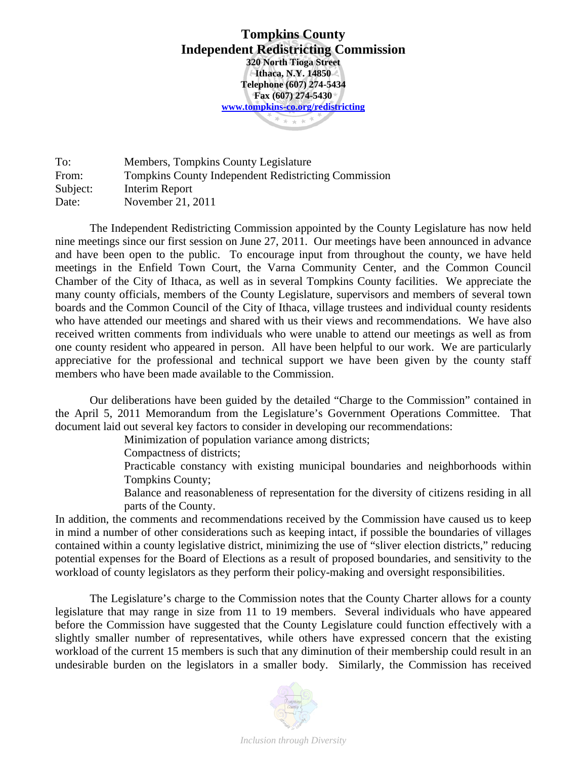# Tompkins County Independent Redistricting Commission

**320 North Tioga Street**
**Ithaca, N.Y. 14850**
**Telephone (607) 274-5434**
**Fax (607) 274-5430**
**www.tompkins-co.org/redistricting**

|  |  |
|---|---|
| To: | Members, Tompkins County Legislature |
| From: | Tompkins County Independent Redistricting Commission |
| Subject: | Interim Report |
| Date: | November 21, 2011 |

The Independent Redistricting Commission appointed by the County Legislature has now held nine meetings since our first session on June 27, 2011. Our meetings have been announced in advance and have been open to the public. To encourage input from throughout the county, we have held meetings in the Enfield Town Court, the Varna Community Center, and the Common Council Chamber of the City of Ithaca, as well as in several Tompkins County facilities. We appreciate the many county officials, members of the County Legislature, supervisors and members of several town boards and the Common Council of the City of Ithaca, village trustees and individual county residents who have attended our meetings and shared with us their views and recommendations. We have also received written comments from individuals who were unable to attend our meetings as well as from one county resident who appeared in person. All have been helpful to our work. We are particularly appreciative for the professional and technical support we have been given by the county staff members who have been made available to the Commission.

Our deliberations have been guided by the detailed "Charge to the Commission" contained in the April 5, 2011 Memorandum from the Legislature's Government Operations Committee. That document laid out several key factors to consider in developing our recommendations:

- Minimization of population variance among districts;
- Compactness of districts;
- Practicable constancy with existing municipal boundaries and neighborhoods within Tompkins County;
- Balance and reasonableness of representation for the diversity of citizens residing in all parts of the County.

In addition, the comments and recommendations received by the Commission have caused us to keep in mind a number of other considerations such as keeping intact, if possible the boundaries of villages contained within a county legislative district, minimizing the use of "sliver election districts," reducing potential expenses for the Board of Elections as a result of proposed boundaries, and sensitivity to the workload of county legislators as they perform their policy-making and oversight responsibilities.

The Legislature's charge to the Commission notes that the County Charter allows for a county legislature that may range in size from 11 to 19 members. Several individuals who have appeared before the Commission have suggested that the County Legislature could function effectively with a slightly smaller number of representatives, while others have expressed concern that the existing workload of the current 15 members is such that any diminution of their membership could result in an undesirable burden on the legislators in a smaller body. Similarly, the Commission has received

*Inclusion through Diversity*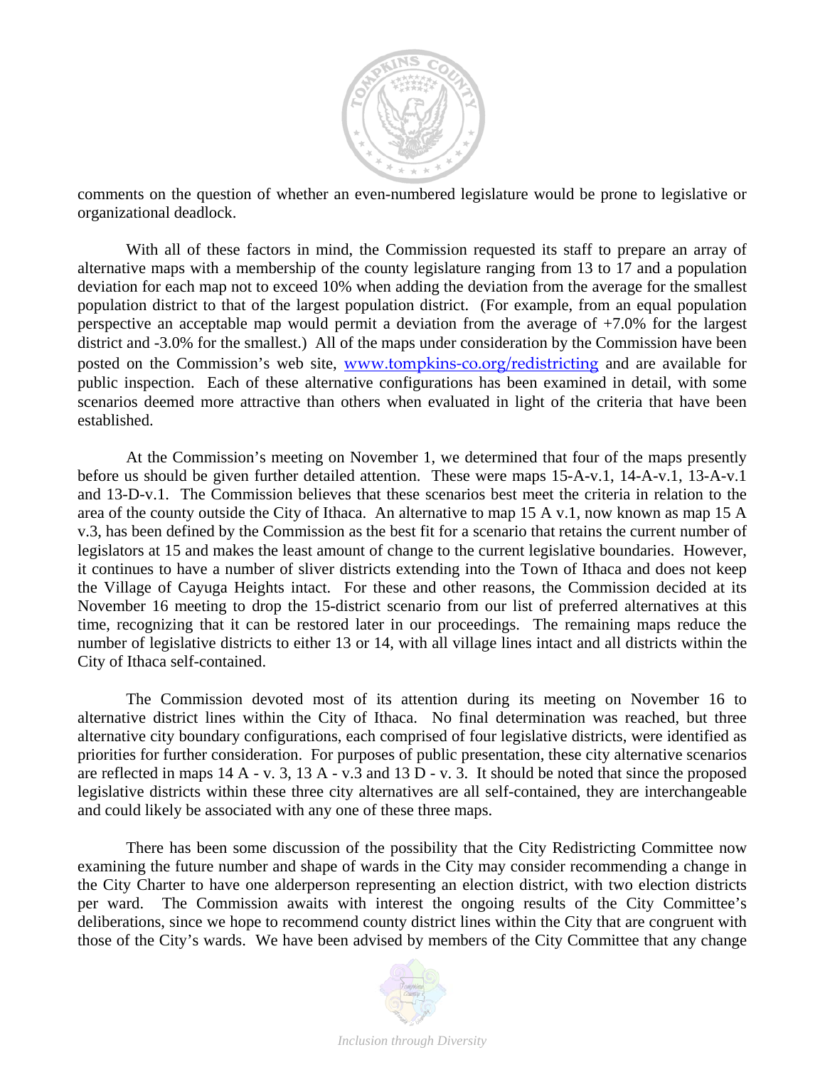comments on the question of whether an even-numbered legislature would be prone to legislative or organizational deadlock.

With all of these factors in mind, the Commission requested its staff to prepare an array of alternative maps with a membership of the county legislature ranging from 13 to 17 and a population deviation for each map not to exceed 10% when adding the deviation from the average for the smallest population district to that of the largest population district. (For example, from an equal population perspective an acceptable map would permit a deviation from the average of +7.0% for the largest district and -3.0% for the smallest.) All of the maps under consideration by the Commission have been posted on the Commission's web site, www.tompkins-co.org/redistricting and are available for public inspection. Each of these alternative configurations has been examined in detail, with some scenarios deemed more attractive than others when evaluated in light of the criteria that have been established.

At the Commission's meeting on November 1, we determined that four of the maps presently before us should be given further detailed attention. These were maps 15-A-v.1, 14-A-v.1, 13-A-v.1 and 13-D-v.1. The Commission believes that these scenarios best meet the criteria in relation to the area of the county outside the City of Ithaca. An alternative to map 15 A v.1, now known as map 15 A v.3, has been defined by the Commission as the best fit for a scenario that retains the current number of legislators at 15 and makes the least amount of change to the current legislative boundaries. However, it continues to have a number of sliver districts extending into the Town of Ithaca and does not keep the Village of Cayuga Heights intact. For these and other reasons, the Commission decided at its November 16 meeting to drop the 15-district scenario from our list of preferred alternatives at this time, recognizing that it can be restored later in our proceedings. The remaining maps reduce the number of legislative districts to either 13 or 14, with all village lines intact and all districts within the City of Ithaca self-contained.

The Commission devoted most of its attention during its meeting on November 16 to alternative district lines within the City of Ithaca. No final determination was reached, but three alternative city boundary configurations, each comprised of four legislative districts, were identified as priorities for further consideration. For purposes of public presentation, these city alternative scenarios are reflected in maps 14 A - v. 3, 13 A - v.3 and 13 D - v. 3. It should be noted that since the proposed legislative districts within these three city alternatives are all self-contained, they are interchangeable and could likely be associated with any one of these three maps.

There has been some discussion of the possibility that the City Redistricting Committee now examining the future number and shape of wards in the City may consider recommending a change in the City Charter to have one alderperson representing an election district, with two election districts per ward. The Commission awaits with interest the ongoing results of the City Committee's deliberations, since we hope to recommend county district lines within the City that are congruent with those of the City's wards. We have been advised by members of the City Committee that any change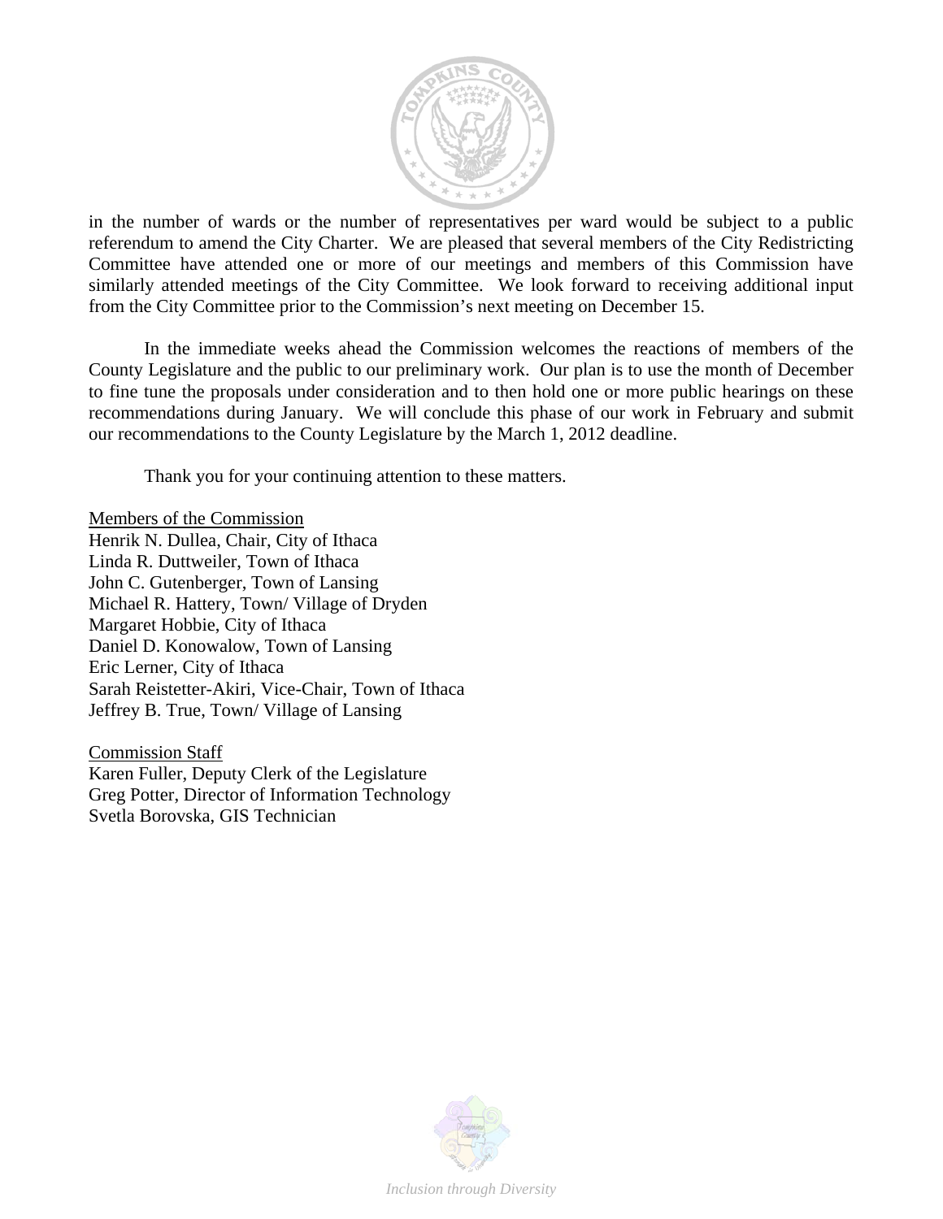in the number of wards or the number of representatives per ward would be subject to a public referendum to amend the City Charter. We are pleased that several members of the City Redistricting Committee have attended one or more of our meetings and members of this Commission have similarly attended meetings of the City Committee. We look forward to receiving additional input from the City Committee prior to the Commission's next meeting on December 15.

In the immediate weeks ahead the Commission welcomes the reactions of members of the County Legislature and the public to our preliminary work. Our plan is to use the month of December to fine tune the proposals under consideration and to then hold one or more public hearings on these recommendations during January. We will conclude this phase of our work in February and submit our recommendations to the County Legislature by the March 1, 2012 deadline.

Thank you for your continuing attention to these matters.

Members of the Commission
Henrik N. Dullea, Chair, City of Ithaca
Linda R. Duttweiler, Town of Ithaca
John C. Gutenberger, Town of Lansing
Michael R. Hattery, Town/ Village of Dryden
Margaret Hobbie, City of Ithaca
Daniel D. Konowalow, Town of Lansing
Eric Lerner, City of Ithaca
Sarah Reistetter-Akiri, Vice-Chair, Town of Ithaca
Jeffrey B. True, Town/ Village of Lansing

Commission Staff
Karen Fuller, Deputy Clerk of the Legislature
Greg Potter, Director of Information Technology
Svetla Borovska, GIS Technician